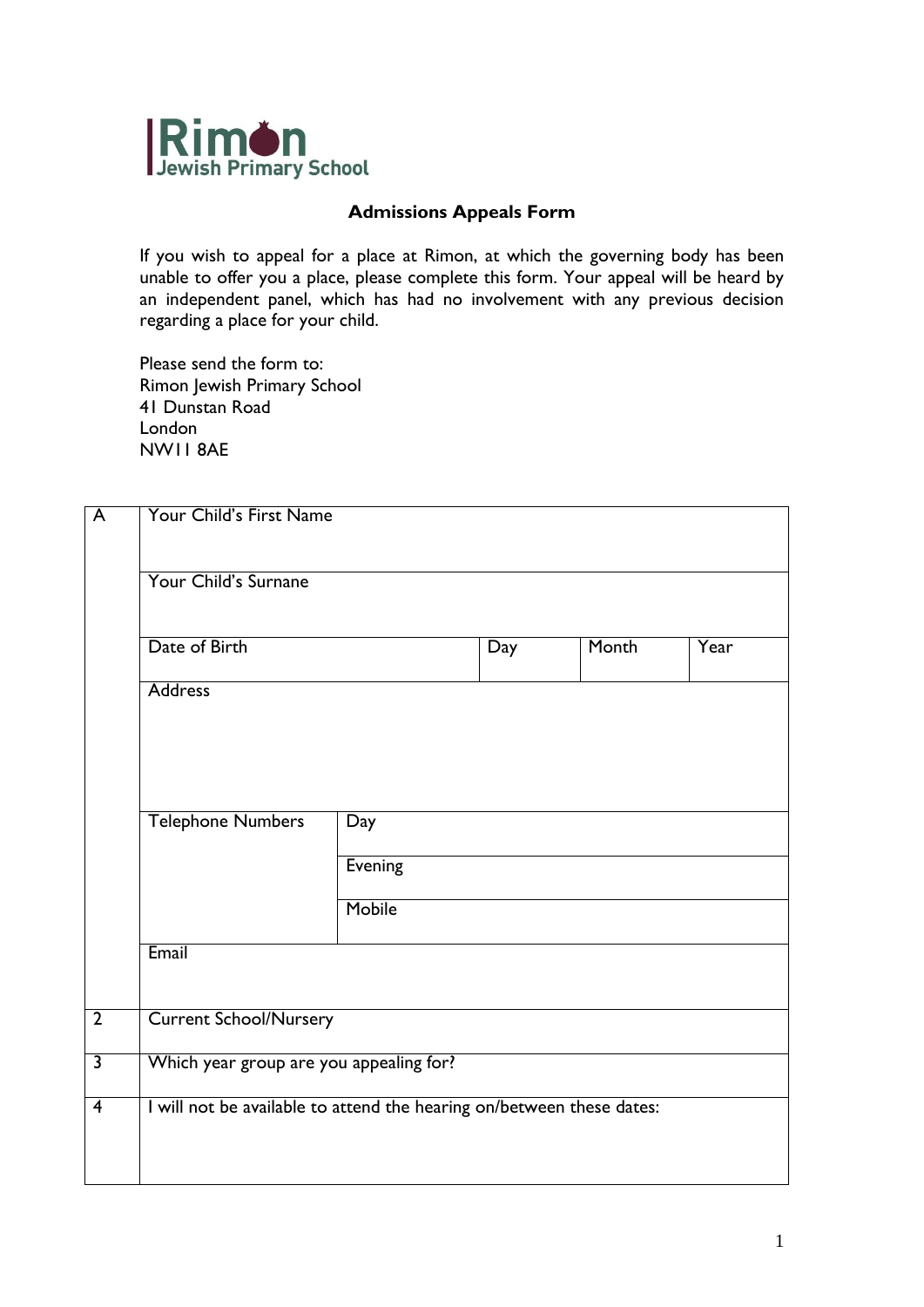**Rimon**
**Jewish Primary School**

## Admissions Appeals Form

If you wish to appeal for a place at Rimon, at which the governing body has been unable to offer you a place, please complete this form. Your appeal will be heard by an independent panel, which has had no involvement with any previous decision regarding a place for your child.

Please send the form to:
Rimon Jewish Primary School
41 Dunstan Road
London
NW11 8AE

| A | Your Child's First Name | | | | |
|---|---|---|---|---|---|
| | Your Child's Surnane | | | | |
| | Date of Birth | | Day | Month | Year |
| | Address | | | | |
| | Telephone Numbers | Day | | | |
| | | Evening | | | |
| | | Mobile | | | |
| | Email | | | | |
| 2 | Current School/Nursery | | | | |
| 3 | Which year group are you appealing for? | | | | |
| 4 | I will not be available to attend the hearing on/between these dates: | | | | |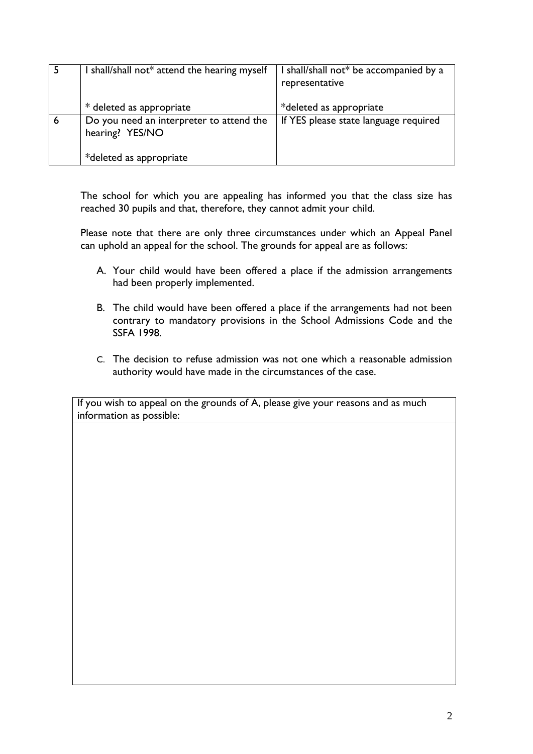| 5 | I shall/shall not* attend the hearing myself<br><br>* deleted as appropriate | I shall/shall not* be accompanied by a representative<br><br>*deleted as appropriate |
|---|---|---|
| 6 | Do you need an interpreter to attend the hearing? YES/NO<br><br>*deleted as appropriate | If YES please state language required |

The school for which you are appealing has informed you that the class size has reached 30 pupils and that, therefore, they cannot admit your child.

Please note that there are only three circumstances under which an Appeal Panel can uphold an appeal for the school. The grounds for appeal are as follows:

A. Your child would have been offered a place if the admission arrangements had been properly implemented.

B. The child would have been offered a place if the arrangements had not been contrary to mandatory provisions in the School Admissions Code and the SSFA 1998.

C. The decision to refuse admission was not one which a reasonable admission authority would have made in the circumstances of the case.

| If you wish to appeal on the grounds of A, please give your reasons and as much information as possible: |
|---|
| |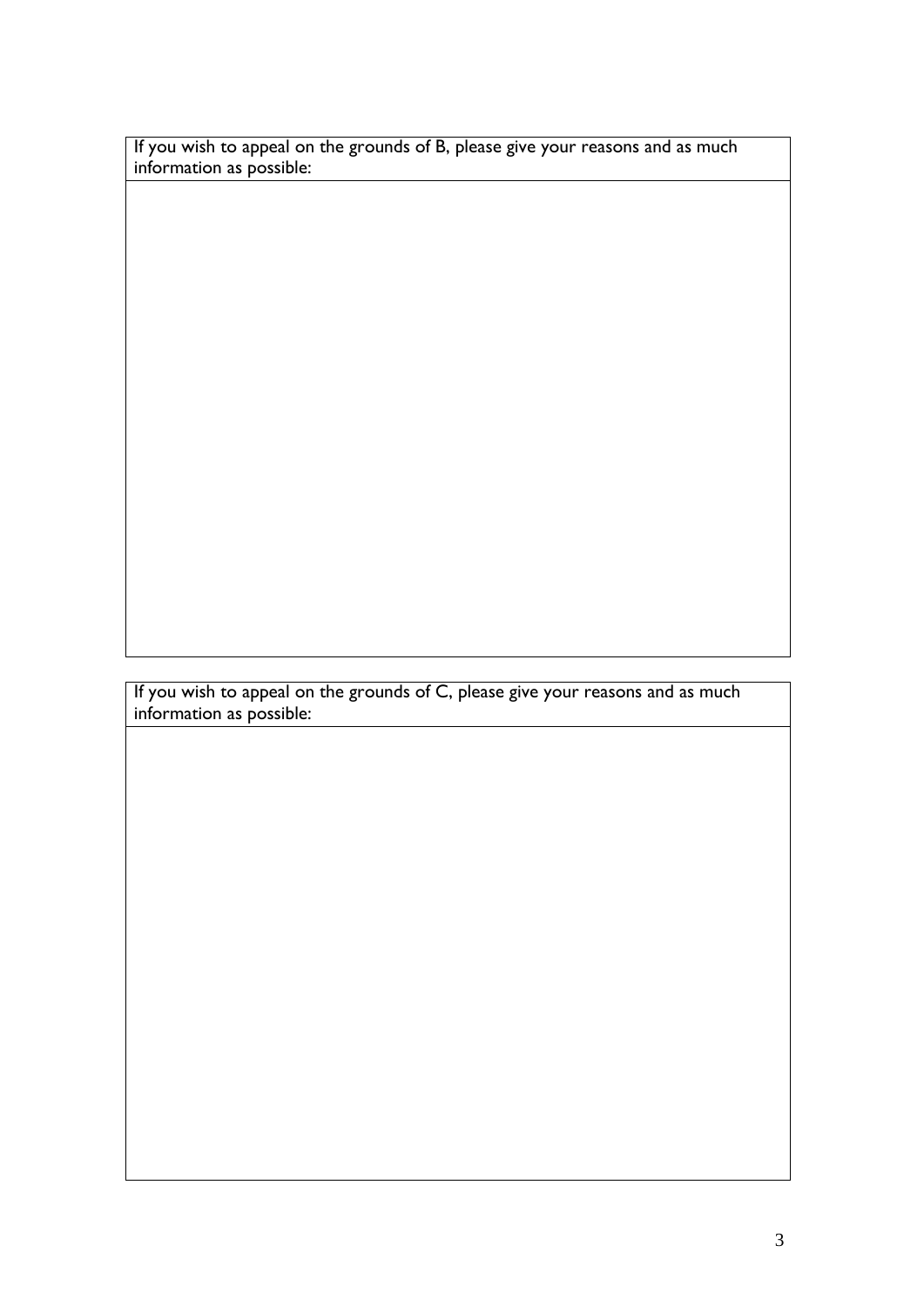| If you wish to appeal on the grounds of B, please give your reasons and as much information as possible: |
| --- |
| |

| If you wish to appeal on the grounds of C, please give your reasons and as much information as possible: |
| --- |
| |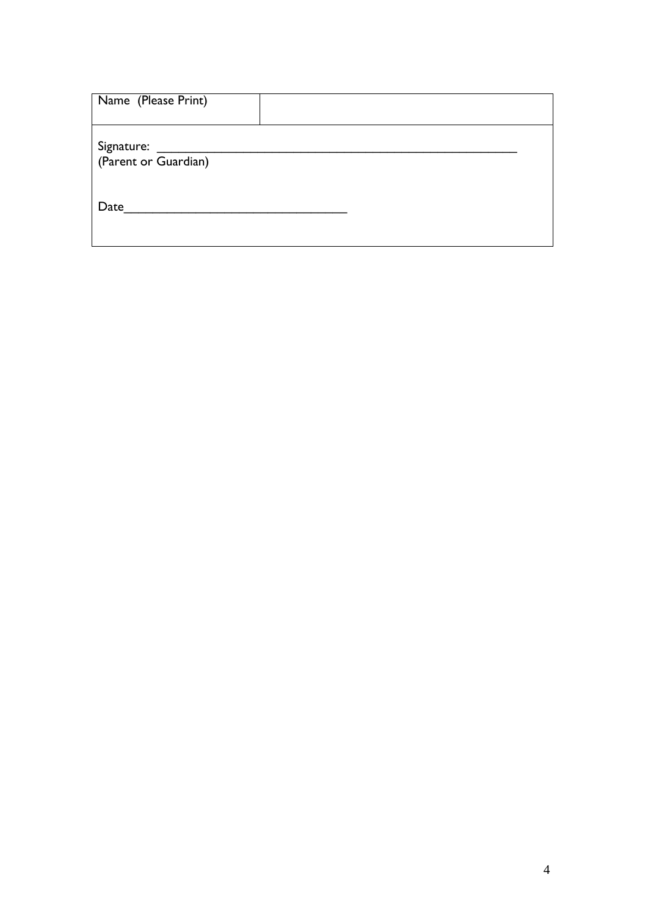| Name (Please Print) | |
|---|---|

Signature: ______________________________________________________
(Parent or Guardian)

Date_________________________________